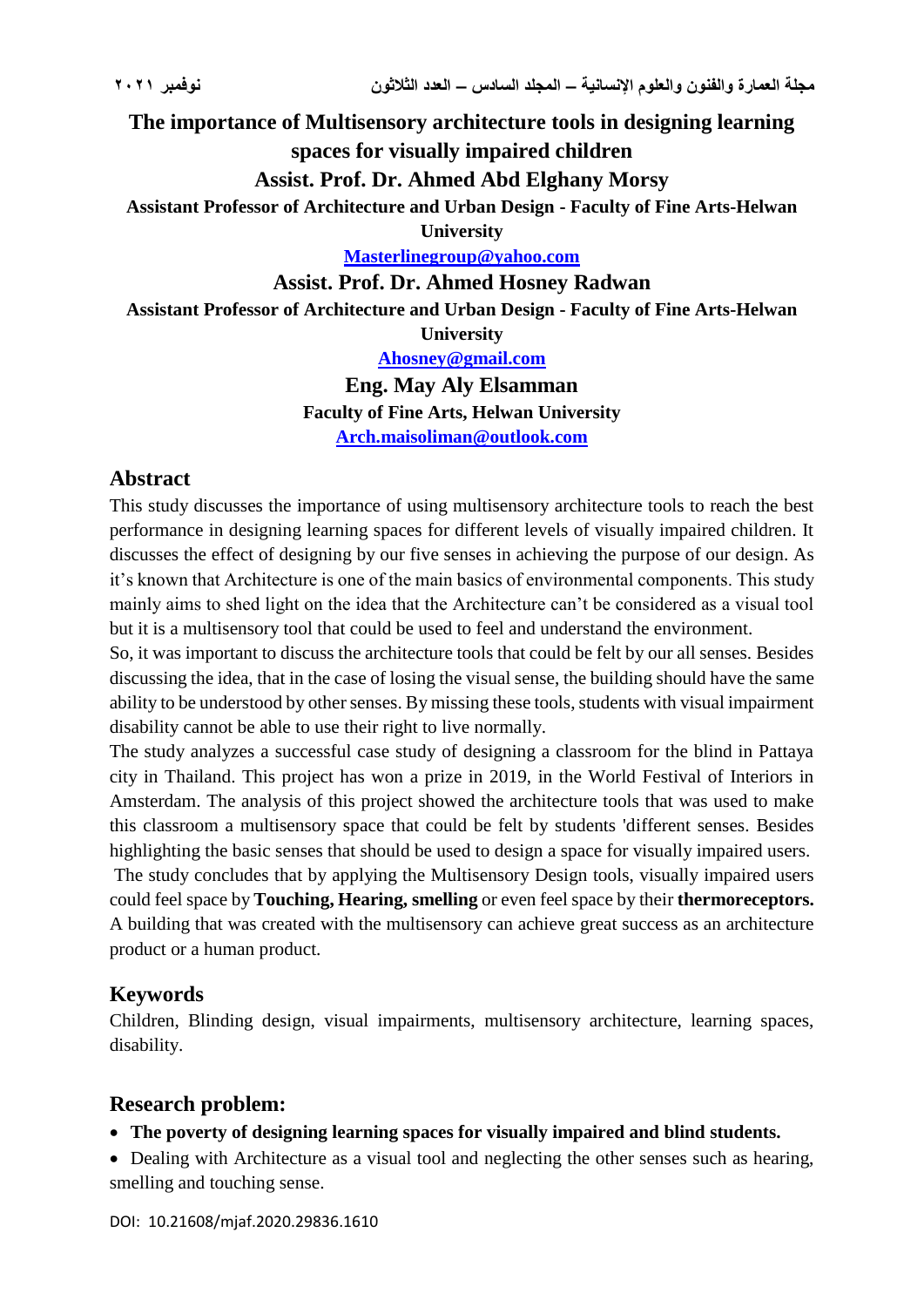# The importance of Multisensory architecture tools in designing learning spaces for visually impaired children

## Assist. Prof. Dr. Ahmed Abd Elghany Morsy

**Assistant Professor of Architecture and Urban Design - Faculty of Fine Arts-Helwan University**

**Masterlinegroup@yahoo.com**

## Assist. Prof. Dr. Ahmed Hosney Radwan

**Assistant Professor of Architecture and Urban Design - Faculty of Fine Arts-Helwan University**

**Ahosney@gmail.com**

## Eng. May Aly Elsamman

**Faculty of Fine Arts, Helwan University**

**Arch.maisoliman@outlook.com**

## Abstract

This study discusses the importance of using multisensory architecture tools to reach the best performance in designing learning spaces for different levels of visually impaired children. It discusses the effect of designing by our five senses in achieving the purpose of our design. As it's known that Architecture is one of the main basics of environmental components. This study mainly aims to shed light on the idea that the Architecture can't be considered as a visual tool but it is a multisensory tool that could be used to feel and understand the environment.

So, it was important to discuss the architecture tools that could be felt by our all senses. Besides discussing the idea, that in the case of losing the visual sense, the building should have the same ability to be understood by other senses. By missing these tools, students with visual impairment disability cannot be able to use their right to live normally.

The study analyzes a successful case study of designing a classroom for the blind in Pattaya city in Thailand. This project has won a prize in 2019, in the World Festival of Interiors in Amsterdam. The analysis of this project showed the architecture tools that was used to make this classroom a multisensory space that could be felt by students 'different senses. Besides highlighting the basic senses that should be used to design a space for visually impaired users.

The study concludes that by applying the Multisensory Design tools, visually impaired users could feel space by **Touching, Hearing, smelling** or even feel space by their **thermoreceptors.** A building that was created with the multisensory can achieve great success as an architecture product or a human product.

## Keywords

Children, Blinding design, visual impairments, multisensory architecture, learning spaces, disability.

## Research problem:

- **The poverty of designing learning spaces for visually impaired and blind students.**
- Dealing with Architecture as a visual tool and neglecting the other senses such as hearing, smelling and touching sense.

DOI: 10.21608/mjaf.2020.29836.1610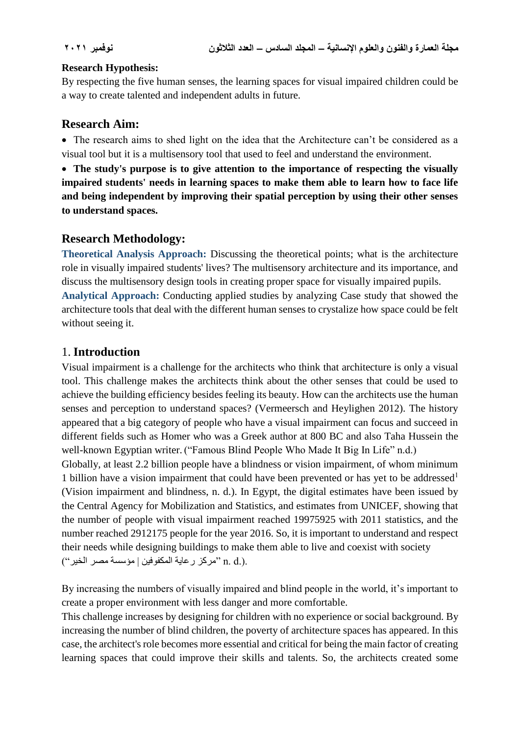**Research Hypothesis:**

By respecting the five human senses, the learning spaces for visual impaired children could be a way to create talented and independent adults in future.

## Research Aim:

- The research aims to shed light on the idea that the Architecture can't be considered as a visual tool but it is a multisensory tool that used to feel and understand the environment.
- **The study's purpose is to give attention to the importance of respecting the visually impaired students' needs in learning spaces to make them able to learn how to face life and being independent by improving their spatial perception by using their other senses to understand spaces.**

## Research Methodology:

**Theoretical Analysis Approach:** Discussing the theoretical points; what is the architecture role in visually impaired students' lives? The multisensory architecture and its importance, and discuss the multisensory design tools in creating proper space for visually impaired pupils.

**Analytical Approach:** Conducting applied studies by analyzing Case study that showed the architecture tools that deal with the different human senses to crystalize how space could be felt without seeing it.

## 1. Introduction

Visual impairment is a challenge for the architects who think that architecture is only a visual tool. This challenge makes the architects think about the other senses that could be used to achieve the building efficiency besides feeling its beauty. How can the architects use the human senses and perception to understand spaces? (Vermeersch and Heylighen 2012). The history appeared that a big category of people who have a visual impairment can focus and succeed in different fields such as Homer who was a Greek author at 800 BC and also Taha Hussein the well-known Egyptian writer. ("Famous Blind People Who Made It Big In Life" n.d.)

Globally, at least 2.2 billion people have a blindness or vision impairment, of whom minimum 1 billion have a vision impairment that could have been prevented or has yet to be addressed[1] (Vision impairment and blindness, n. d.). In Egypt, the digital estimates have been issued by the Central Agency for Mobilization and Statistics, and estimates from UNICEF, showing that the number of people with visual impairment reached 19975925 with 2011 statistics, and the number reached 2912175 people for the year 2016. So, it is important to understand and respect their needs while designing buildings to make them able to live and coexist with society ("مركز رعاية المكفوفين | مؤسسة مصر الخير" n. d.).

By increasing the numbers of visually impaired and blind people in the world, it's important to create a proper environment with less danger and more comfortable.

This challenge increases by designing for children with no experience or social background. By increasing the number of blind children, the poverty of architecture spaces has appeared. In this case, the architect's role becomes more essential and critical for being the main factor of creating learning spaces that could improve their skills and talents. So, the architects created some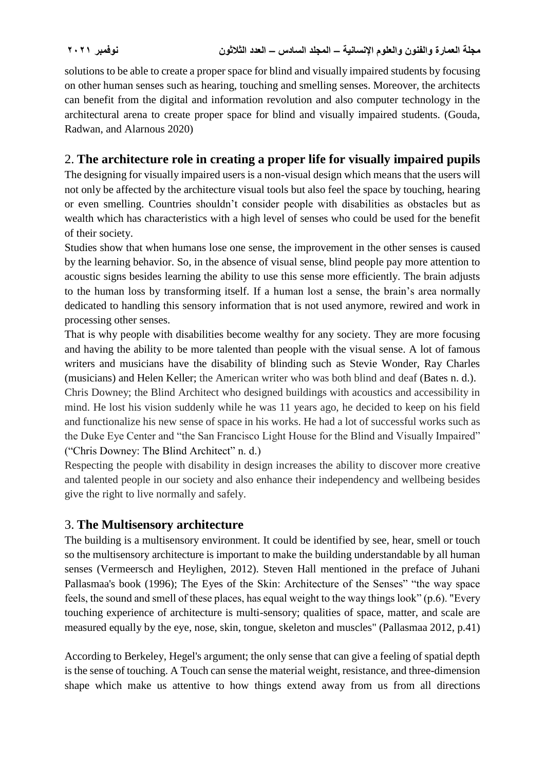solutions to be able to create a proper space for blind and visually impaired students by focusing on other human senses such as hearing, touching and smelling senses. Moreover, the architects can benefit from the digital and information revolution and also computer technology in the architectural arena to create proper space for blind and visually impaired students. (Gouda, Radwan, and Alarnous 2020)

## 2. **The architecture role in creating a proper life for visually impaired pupils**

The designing for visually impaired users is a non-visual design which means that the users will not only be affected by the architecture visual tools but also feel the space by touching, hearing or even smelling. Countries shouldn't consider people with disabilities as obstacles but as wealth which has characteristics with a high level of senses who could be used for the benefit of their society.

Studies show that when humans lose one sense, the improvement in the other senses is caused by the learning behavior. So, in the absence of visual sense, blind people pay more attention to acoustic signs besides learning the ability to use this sense more efficiently. The brain adjusts to the human loss by transforming itself. If a human lost a sense, the brain's area normally dedicated to handling this sensory information that is not used anymore, rewired and work in processing other senses.

That is why people with disabilities become wealthy for any society. They are more focusing and having the ability to be more talented than people with the visual sense. A lot of famous writers and musicians have the disability of blinding such as Stevie Wonder, Ray Charles (musicians) and Helen Keller; the American writer who was both blind and deaf (Bates n. d.).

Chris Downey; the Blind Architect who designed buildings with acoustics and accessibility in mind. He lost his vision suddenly while he was 11 years ago, he decided to keep on his field and functionalize his new sense of space in his works. He had a lot of successful works such as the Duke Eye Center and "the San Francisco Light House for the Blind and Visually Impaired" ("Chris Downey: The Blind Architect" n. d.)

Respecting the people with disability in design increases the ability to discover more creative and talented people in our society and also enhance their independency and wellbeing besides give the right to live normally and safely.

## 3. **The Multisensory architecture**

The building is a multisensory environment. It could be identified by see, hear, smell or touch so the multisensory architecture is important to make the building understandable by all human senses (Vermeersch and Heylighen, 2012). Steven Hall mentioned in the preface of Juhani Pallasmaa's book (1996); The Eyes of the Skin: Architecture of the Senses" "the way space feels, the sound and smell of these places, has equal weight to the way things look" (p.6). "Every touching experience of architecture is multi-sensory; qualities of space, matter, and scale are measured equally by the eye, nose, skin, tongue, skeleton and muscles" (Pallasmaa 2012, p.41)

According to Berkeley, Hegel's argument; the only sense that can give a feeling of spatial depth is the sense of touching. A Touch can sense the material weight, resistance, and three-dimension shape which make us attentive to how things extend away from us from all directions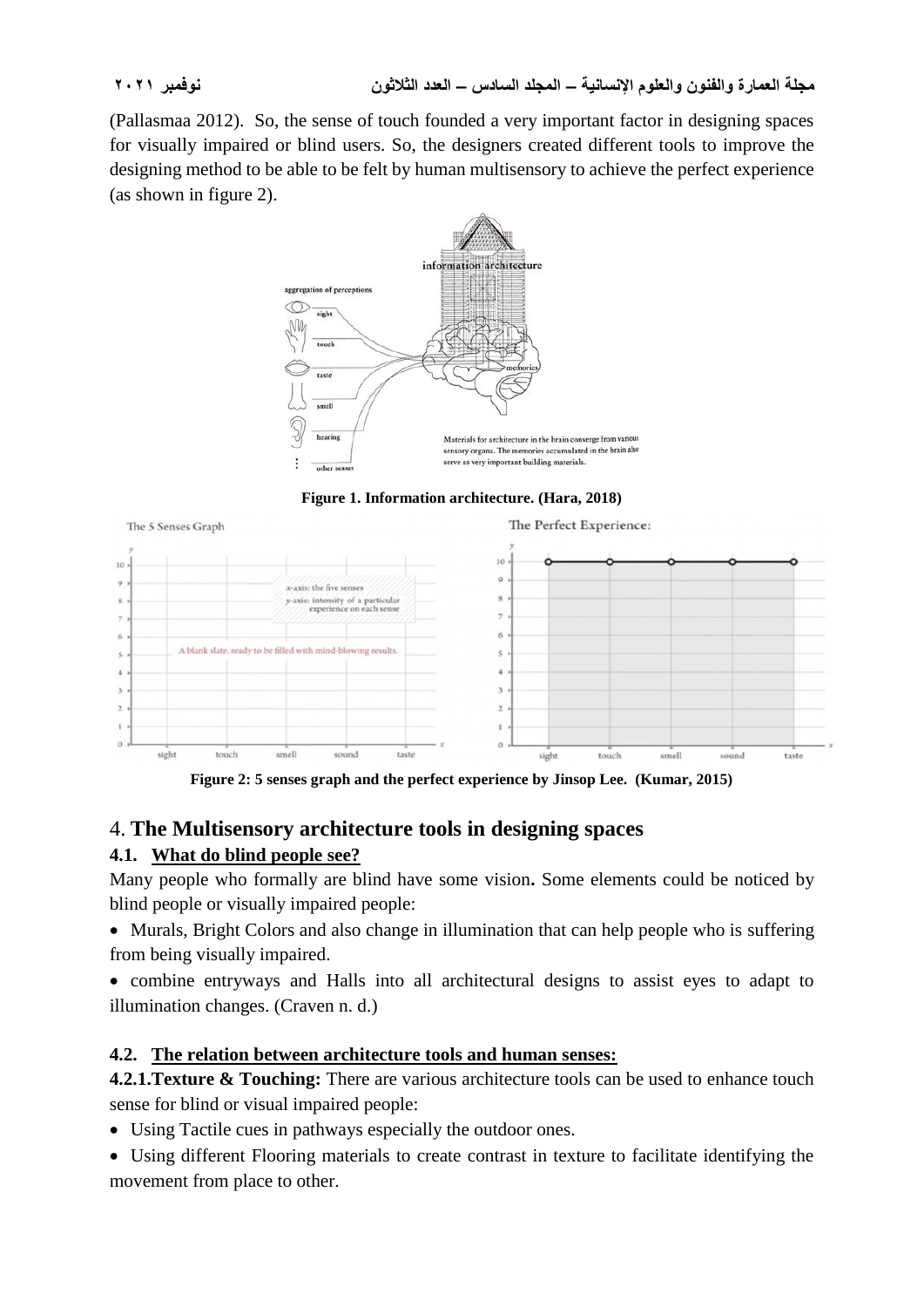(Pallasmaa 2012). So, the sense of touch founded a very important factor in designing spaces for visually impaired or blind users. So, the designers created different tools to improve the designing method to be able to be felt by human multisensory to achieve the perfect experience (as shown in figure 2).

**Figure 1. Information architecture. (Hara, 2018)**

**Figure 2: 5 senses graph and the perfect experience by Jinsop Lee. (Kumar, 2015)**

## 4. The Multisensory architecture tools in designing spaces

### 4.1. What do blind people see?

Many people who formally are blind have some vision**.** Some elements could be noticed by blind people or visually impaired people:

- Murals, Bright Colors and also change in illumination that can help people who is suffering from being visually impaired.
- combine entryways and Halls into all architectural designs to assist eyes to adapt to illumination changes. (Craven n. d.)

### 4.2. The relation between architecture tools and human senses:

**4.2.1.Texture & Touching:** There are various architecture tools can be used to enhance touch sense for blind or visual impaired people:

- Using Tactile cues in pathways especially the outdoor ones.
- Using different Flooring materials to create contrast in texture to facilitate identifying the movement from place to other.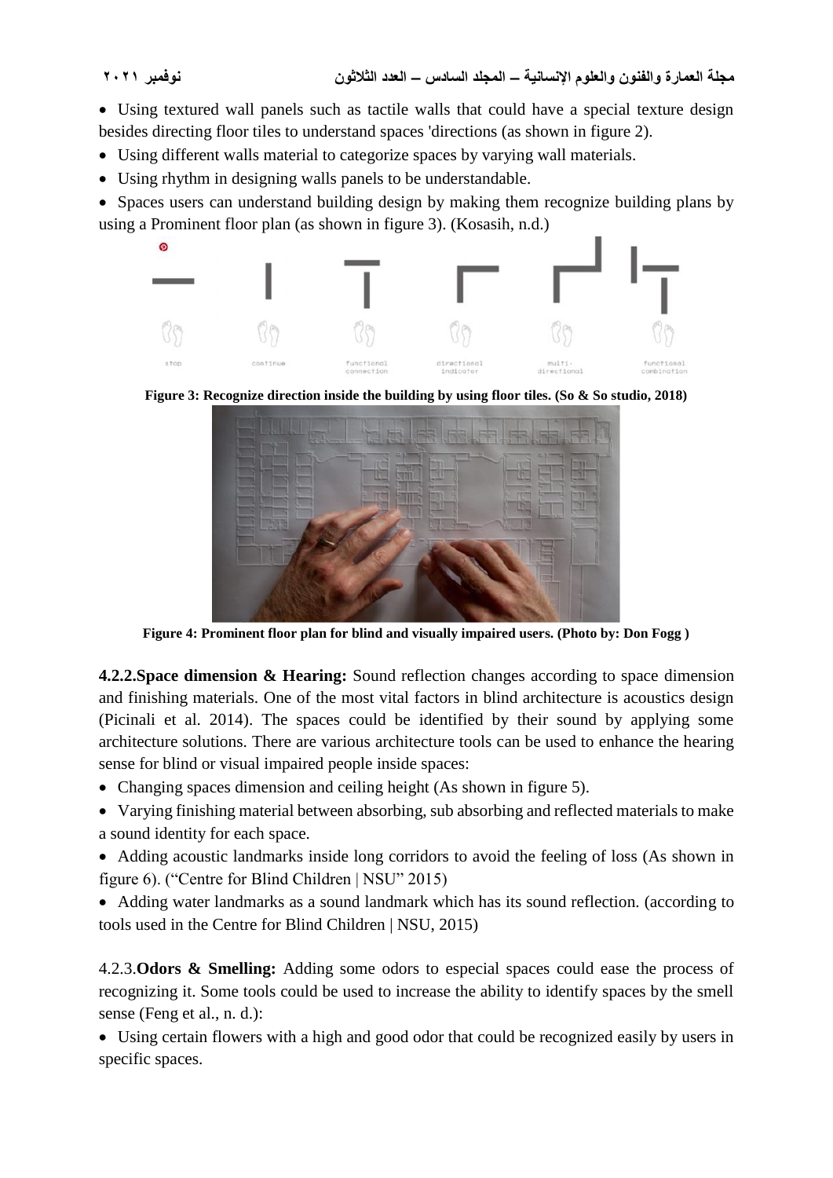- Using textured wall panels such as tactile walls that could have a special texture design besides directing floor tiles to understand spaces 'directions (as shown in figure 2).
- Using different walls material to categorize spaces by varying wall materials.
- Using rhythm in designing walls panels to be understandable.
- Spaces users can understand building design by making them recognize building plans by using a Prominent floor plan (as shown in figure 3). (Kosasih, n.d.)

**Figure 3: Recognize direction inside the building by using floor tiles. (So & So studio, 2018)**

**Figure 4: Prominent floor plan for blind and visually impaired users. (Photo by: Don Fogg )**

**4.2.2.Space dimension & Hearing:** Sound reflection changes according to space dimension and finishing materials. One of the most vital factors in blind architecture is acoustics design (Picinali et al. 2014). The spaces could be identified by their sound by applying some architecture solutions. There are various architecture tools can be used to enhance the hearing sense for blind or visual impaired people inside spaces:

- Changing spaces dimension and ceiling height (As shown in figure 5).
- Varying finishing material between absorbing, sub absorbing and reflected materials to make a sound identity for each space.
- Adding acoustic landmarks inside long corridors to avoid the feeling of loss (As shown in figure 6). ("Centre for Blind Children | NSU" 2015)
- Adding water landmarks as a sound landmark which has its sound reflection. (according to tools used in the Centre for Blind Children | NSU, 2015)

4.2.3.**Odors & Smelling:** Adding some odors to especial spaces could ease the process of recognizing it. Some tools could be used to increase the ability to identify spaces by the smell sense (Feng et al., n. d.):

- Using certain flowers with a high and good odor that could be recognized easily by users in specific spaces.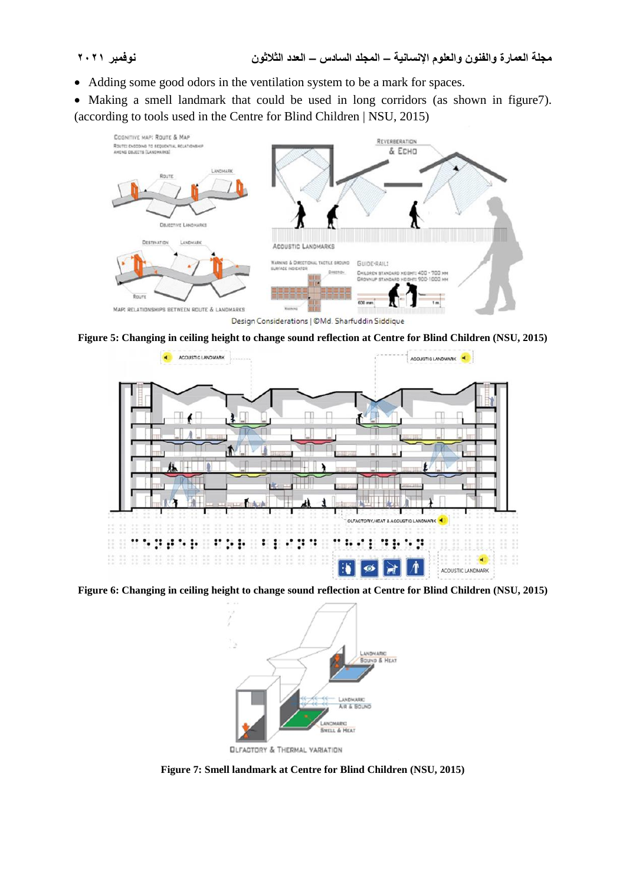- Adding some good odors in the ventilation system to be a mark for spaces.
- Making a smell landmark that could be used in long corridors (as shown in figure7). (according to tools used in the Centre for Blind Children | NSU, 2015)

**Figure 5: Changing in ceiling height to change sound reflection at Centre for Blind Children (NSU, 2015)**

**Figure 6: Changing in ceiling height to change sound reflection at Centre for Blind Children (NSU, 2015)**

**Figure 7: Smell landmark at Centre for Blind Children (NSU, 2015)**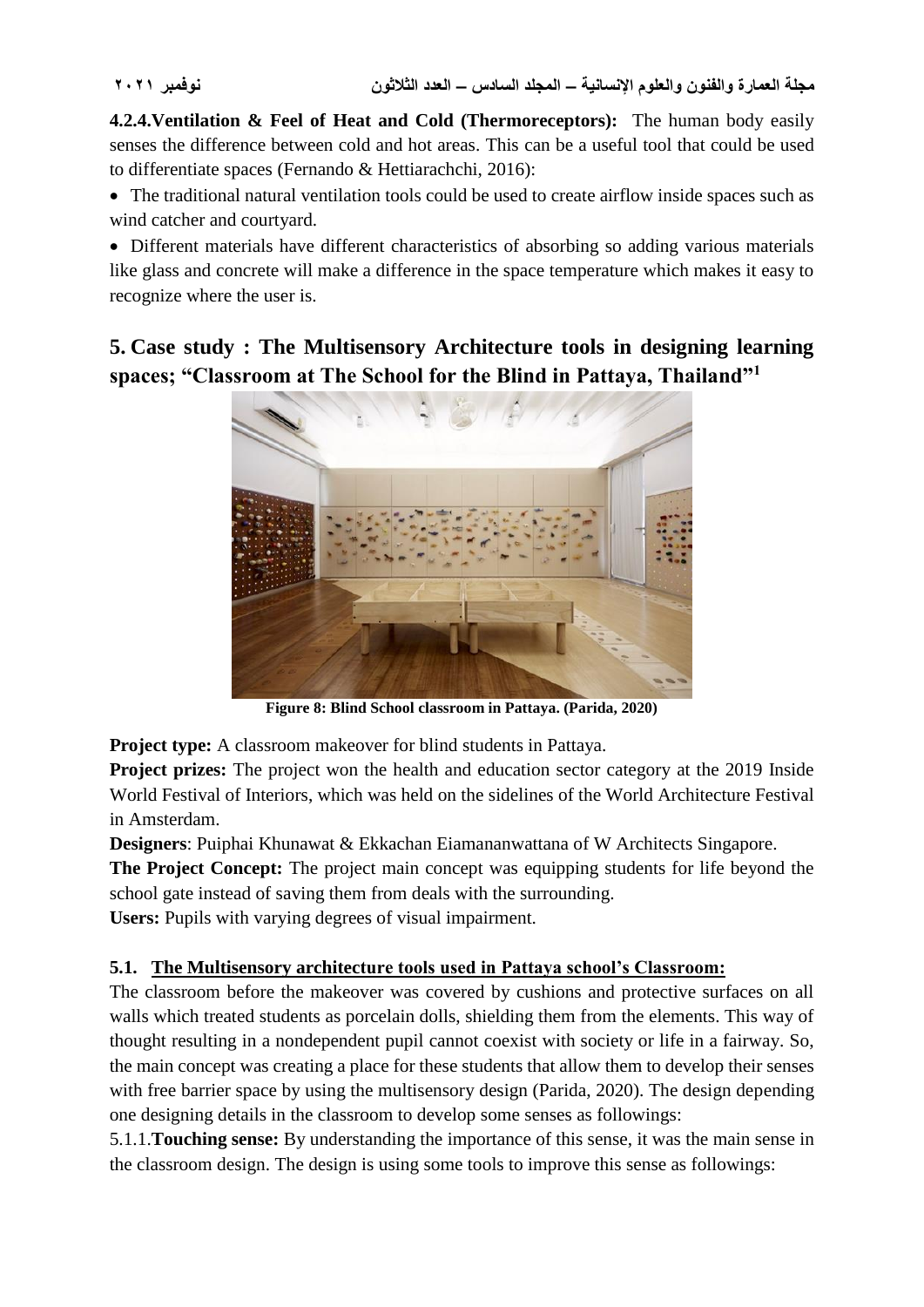**4.2.4.Ventilation & Feel of Heat and Cold (Thermoreceptors):** The human body easily senses the difference between cold and hot areas. This can be a useful tool that could be used to differentiate spaces (Fernando & Hettiarachchi, 2016):

- The traditional natural ventilation tools could be used to create airflow inside spaces such as wind catcher and courtyard.
- Different materials have different characteristics of absorbing so adding various materials like glass and concrete will make a difference in the space temperature which makes it easy to recognize where the user is.

## 5. Case study : The Multisensory Architecture tools in designing learning spaces; "Classroom at The School for the Blind in Pattaya, Thailand"[1]

**Figure 8: Blind School classroom in Pattaya. (Parida, 2020)**

**Project type:** A classroom makeover for blind students in Pattaya.

**Project prizes:** The project won the health and education sector category at the 2019 Inside World Festival of Interiors, which was held on the sidelines of the World Architecture Festival in Amsterdam.

**Designers**: Puiphai Khunawat & Ekkachan Eiamananwattana of W Architects Singapore.

**The Project Concept:** The project main concept was equipping students for life beyond the school gate instead of saving them from deals with the surrounding.

**Users:** Pupils with varying degrees of visual impairment.

### 5.1. The Multisensory architecture tools used in Pattaya school's Classroom:

The classroom before the makeover was covered by cushions and protective surfaces on all walls which treated students as porcelain dolls, shielding them from the elements. This way of thought resulting in a nondependent pupil cannot coexist with society or life in a fairway. So, the main concept was creating a place for these students that allow them to develop their senses with free barrier space by using the multisensory design (Parida, 2020). The design depending one designing details in the classroom to develop some senses as followings:

5.1.1.**Touching sense:** By understanding the importance of this sense, it was the main sense in the classroom design. The design is using some tools to improve this sense as followings: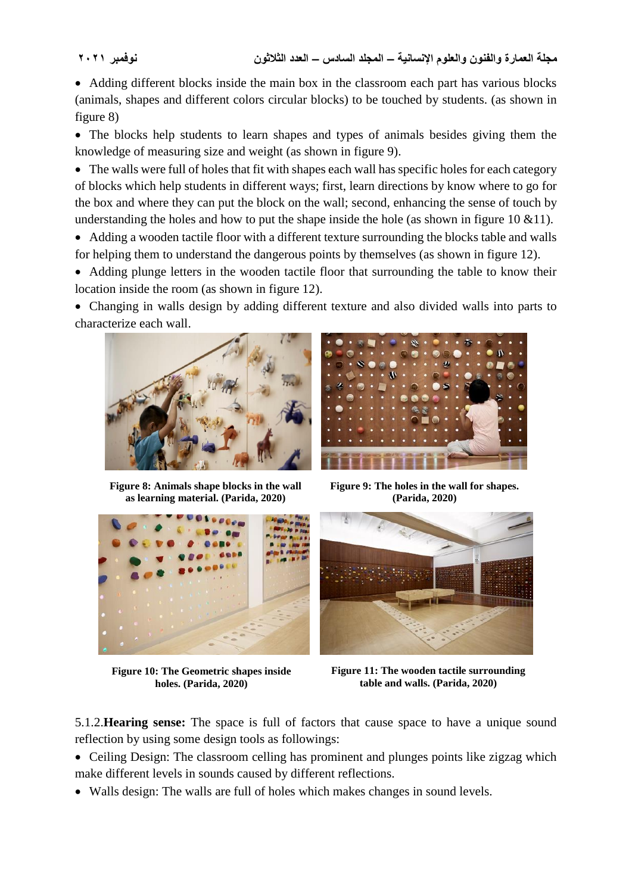- Adding different blocks inside the main box in the classroom each part has various blocks (animals, shapes and different colors circular blocks) to be touched by students. (as shown in figure 8)
- The blocks help students to learn shapes and types of animals besides giving them the knowledge of measuring size and weight (as shown in figure 9).
- The walls were full of holes that fit with shapes each wall has specific holes for each category of blocks which help students in different ways; first, learn directions by know where to go for the box and where they can put the block on the wall; second, enhancing the sense of touch by understanding the holes and how to put the shape inside the hole (as shown in figure 10 &11).
- Adding a wooden tactile floor with a different texture surrounding the blocks table and walls for helping them to understand the dangerous points by themselves (as shown in figure 12).
- Adding plunge letters in the wooden tactile floor that surrounding the table to know their location inside the room (as shown in figure 12).
- Changing in walls design by adding different texture and also divided walls into parts to characterize each wall.

**Figure 8: Animals shape blocks in the wall as learning material. (Parida, 2020)**

**Figure 9: The holes in the wall for shapes. (Parida, 2020)**

**Figure 10: The Geometric shapes inside holes. (Parida, 2020)**

**Figure 11: The wooden tactile surrounding table and walls. (Parida, 2020)**

5.1.2.**Hearing sense:** The space is full of factors that cause space to have a unique sound reflection by using some design tools as followings:

- Ceiling Design: The classroom celling has prominent and plunges points like zigzag which make different levels in sounds caused by different reflections.
- Walls design: The walls are full of holes which makes changes in sound levels.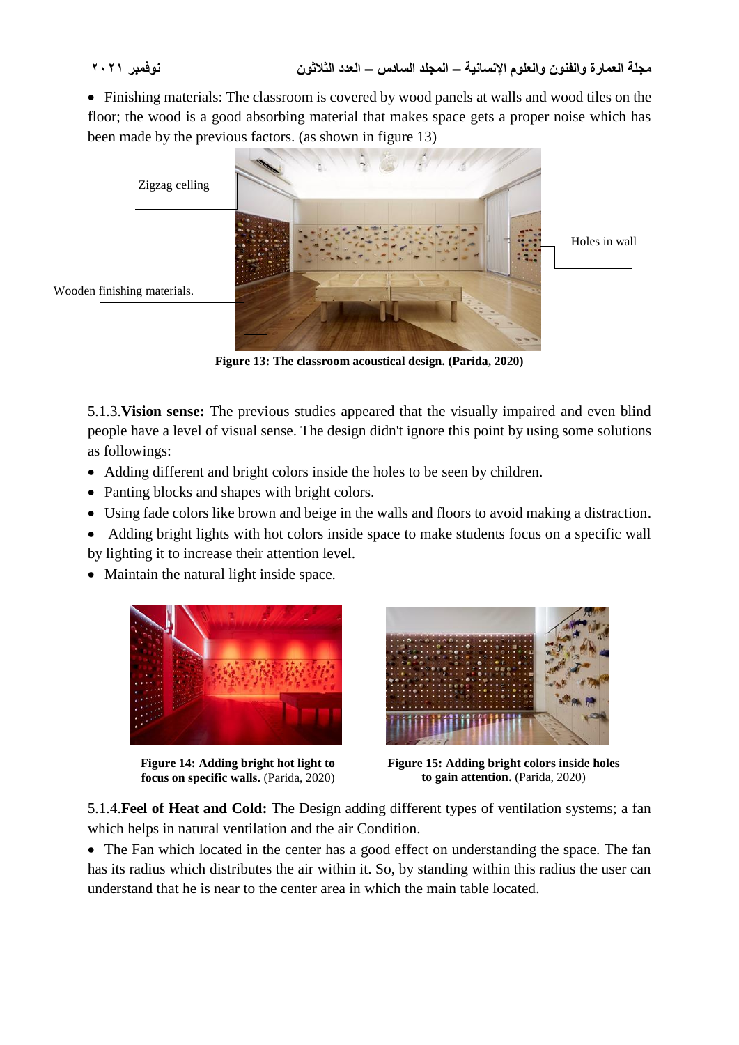- Finishing materials: The classroom is covered by wood panels at walls and wood tiles on the floor; the wood is a good absorbing material that makes space gets a proper noise which has been made by the previous factors. (as shown in figure 13)

Zigzag celling

Holes in wall

Wooden finishing materials.

**Figure 13: The classroom acoustical design. (Parida, 2020)**

5.1.3.**Vision sense:** The previous studies appeared that the visually impaired and even blind people have a level of visual sense. The design didn't ignore this point by using some solutions as followings:

- Adding different and bright colors inside the holes to be seen by children.
- Panting blocks and shapes with bright colors.
- Using fade colors like brown and beige in the walls and floors to avoid making a distraction.
- Adding bright lights with hot colors inside space to make students focus on a specific wall by lighting it to increase their attention level.
- Maintain the natural light inside space.

**Figure 14: Adding bright hot light to focus on specific walls.** (Parida, 2020)

**Figure 15: Adding bright colors inside holes to gain attention.** (Parida, 2020)

5.1.4.**Feel of Heat and Cold:** The Design adding different types of ventilation systems; a fan which helps in natural ventilation and the air Condition.

- The Fan which located in the center has a good effect on understanding the space. The fan has its radius which distributes the air within it. So, by standing within this radius the user can understand that he is near to the center area in which the main table located.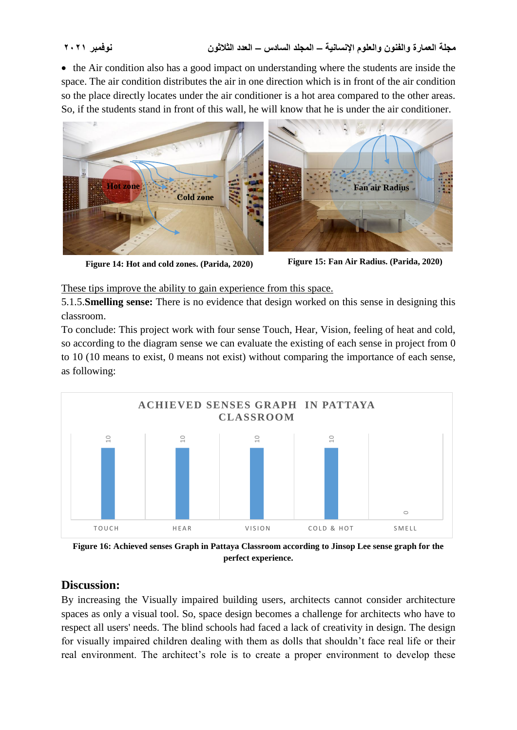- the Air condition also has a good impact on understanding where the students are inside the space. The air condition distributes the air in one direction which is in front of the air condition so the place directly locates under the air conditioner is a hot area compared to the other areas. So, if the students stand in front of this wall, he will know that he is under the air conditioner.

**Figure 14: Hot and cold zones. (Parida, 2020)**

**Figure 15: Fan Air Radius. (Parida, 2020)**

These tips improve the ability to gain experience from this space.

5.1.5.**Smelling sense:** There is no evidence that design worked on this sense in designing this classroom.

To conclude: This project work with four sense Touch, Hear, Vision, feeling of heat and cold, so according to the diagram sense we can evaluate the existing of each sense in project from 0 to 10 (10 means to exist, 0 means not exist) without comparing the importance of each sense, as following:

**Figure 16: Achieved senses Graph in Pattaya Classroom according to Jinsop Lee sense graph for the perfect experience.**

## Discussion:

By increasing the Visually impaired building users, architects cannot consider architecture spaces as only a visual tool. So, space design becomes a challenge for architects who have to respect all users' needs. The blind schools had faced a lack of creativity in design. The design for visually impaired children dealing with them as dolls that shouldn't face real life or their real environment. The architect's role is to create a proper environment to develop these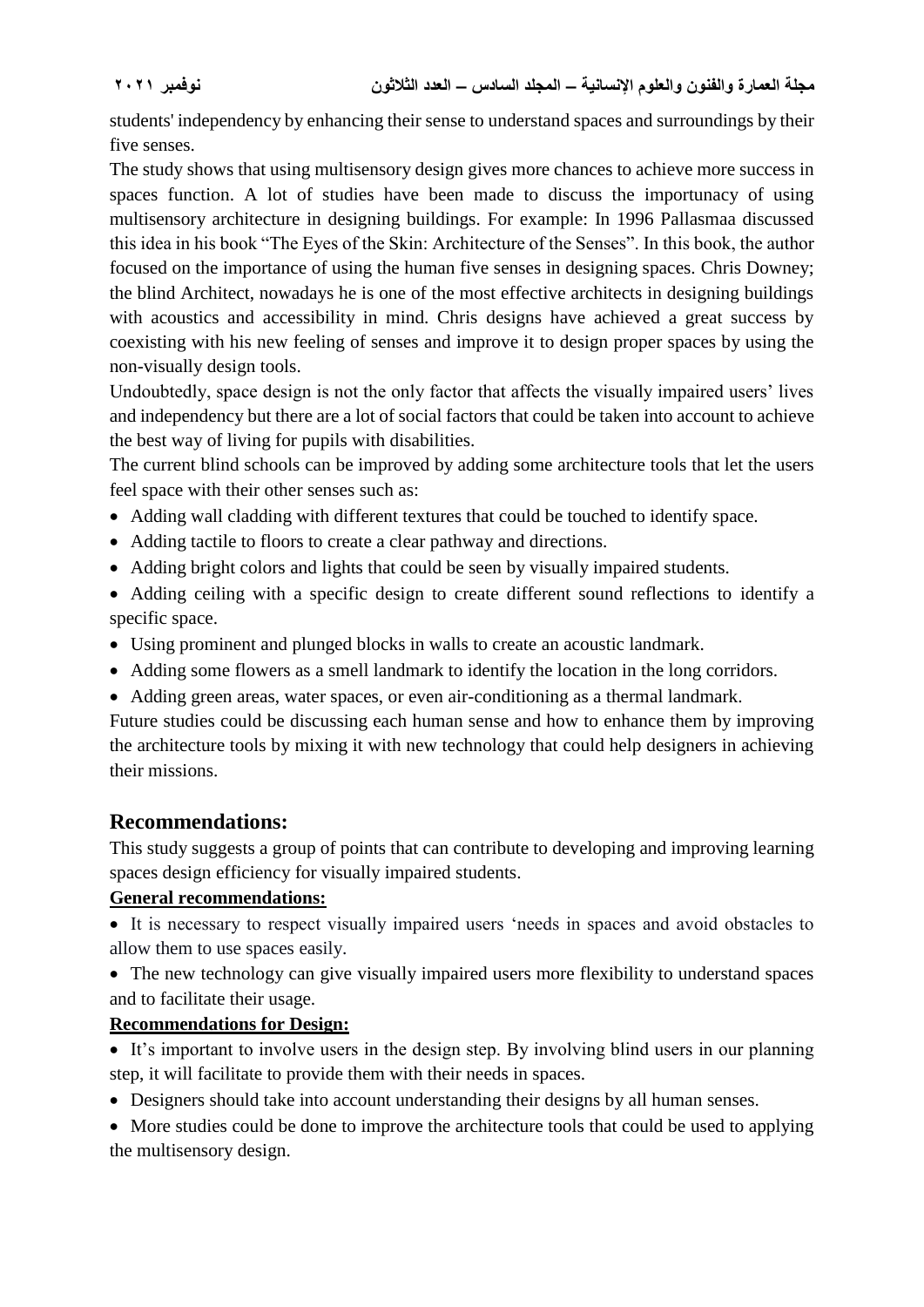students' independency by enhancing their sense to understand spaces and surroundings by their five senses.

The study shows that using multisensory design gives more chances to achieve more success in spaces function. A lot of studies have been made to discuss the importunacy of using multisensory architecture in designing buildings. For example: In 1996 Pallasmaa discussed this idea in his book "The Eyes of the Skin: Architecture of the Senses". In this book, the author focused on the importance of using the human five senses in designing spaces. Chris Downey; the blind Architect, nowadays he is one of the most effective architects in designing buildings with acoustics and accessibility in mind. Chris designs have achieved a great success by coexisting with his new feeling of senses and improve it to design proper spaces by using the non-visually design tools.

Undoubtedly, space design is not the only factor that affects the visually impaired users' lives and independency but there are a lot of social factors that could be taken into account to achieve the best way of living for pupils with disabilities.

The current blind schools can be improved by adding some architecture tools that let the users feel space with their other senses such as:

- Adding wall cladding with different textures that could be touched to identify space.
- Adding tactile to floors to create a clear pathway and directions.
- Adding bright colors and lights that could be seen by visually impaired students.
- Adding ceiling with a specific design to create different sound reflections to identify a specific space.
- Using prominent and plunged blocks in walls to create an acoustic landmark.
- Adding some flowers as a smell landmark to identify the location in the long corridors.
- Adding green areas, water spaces, or even air-conditioning as a thermal landmark.

Future studies could be discussing each human sense and how to enhance them by improving the architecture tools by mixing it with new technology that could help designers in achieving their missions.

## Recommendations:

This study suggests a group of points that can contribute to developing and improving learning spaces design efficiency for visually impaired students.

**General recommendations:**

- It is necessary to respect visually impaired users 'needs in spaces and avoid obstacles to allow them to use spaces easily.
- The new technology can give visually impaired users more flexibility to understand spaces and to facilitate their usage.

**Recommendations for Design:**

- It's important to involve users in the design step. By involving blind users in our planning step, it will facilitate to provide them with their needs in spaces.
- Designers should take into account understanding their designs by all human senses.
- More studies could be done to improve the architecture tools that could be used to applying the multisensory design.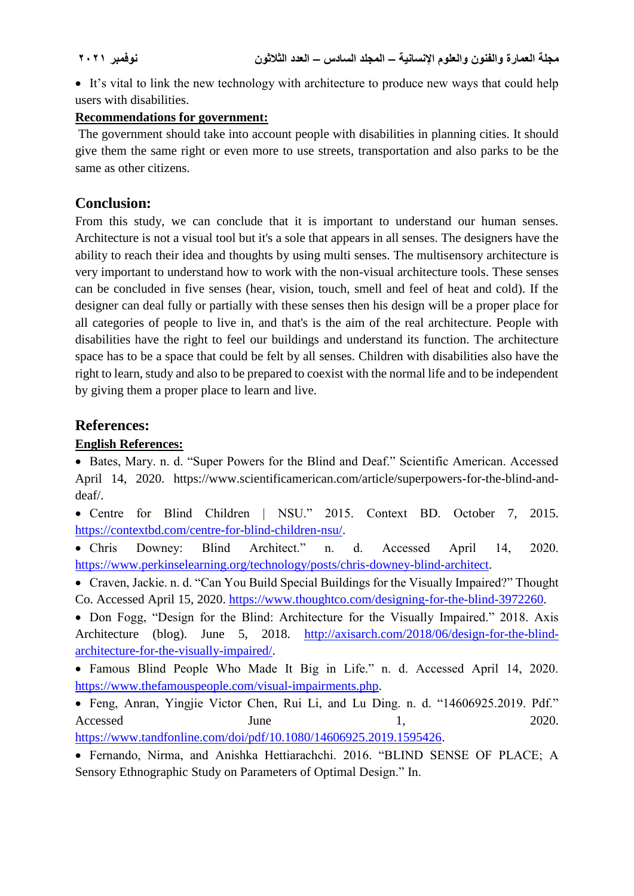- It's vital to link the new technology with architecture to produce new ways that could help users with disabilities.

**Recommendations for government:**

The government should take into account people with disabilities in planning cities. It should give them the same right or even more to use streets, transportation and also parks to be the same as other citizens.

## Conclusion:

From this study, we can conclude that it is important to understand our human senses. Architecture is not a visual tool but it's a sole that appears in all senses. The designers have the ability to reach their idea and thoughts by using multi senses. The multisensory architecture is very important to understand how to work with the non-visual architecture tools. These senses can be concluded in five senses (hear, vision, touch, smell and feel of heat and cold). If the designer can deal fully or partially with these senses then his design will be a proper place for all categories of people to live in, and that's is the aim of the real architecture. People with disabilities have the right to feel our buildings and understand its function. The architecture space has to be a space that could be felt by all senses. Children with disabilities also have the right to learn, study and also to be prepared to coexist with the normal life and to be independent by giving them a proper place to learn and live.

## References:

**English References:**

- Bates, Mary. n. d. "Super Powers for the Blind and Deaf." Scientific American. Accessed April 14, 2020. https://www.scientificamerican.com/article/superpowers-for-the-blind-and-deaf/.
- Centre for Blind Children | NSU." 2015. Context BD. October 7, 2015. https://contextbd.com/centre-for-blind-children-nsu/.
- Chris Downey: Blind Architect." n. d. Accessed April 14, 2020. https://www.perkinselearning.org/technology/posts/chris-downey-blind-architect.
- Craven, Jackie. n. d. "Can You Build Special Buildings for the Visually Impaired?" Thought Co. Accessed April 15, 2020. https://www.thoughtco.com/designing-for-the-blind-3972260.
- Don Fogg, "Design for the Blind: Architecture for the Visually Impaired." 2018. Axis Architecture (blog). June 5, 2018. http://axisarch.com/2018/06/design-for-the-blind-architecture-for-the-visually-impaired/.
- Famous Blind People Who Made It Big in Life." n. d. Accessed April 14, 2020. https://www.thefamouspeople.com/visual-impairments.php.
- Feng, Anran, Yingjie Victor Chen, Rui Li, and Lu Ding. n. d. "14606925.2019. Pdf." Accessed June 1, 2020. https://www.tandfonline.com/doi/pdf/10.1080/14606925.2019.1595426.
- Fernando, Nirma, and Anishka Hettiarachchi. 2016. "BLIND SENSE OF PLACE; A Sensory Ethnographic Study on Parameters of Optimal Design." In.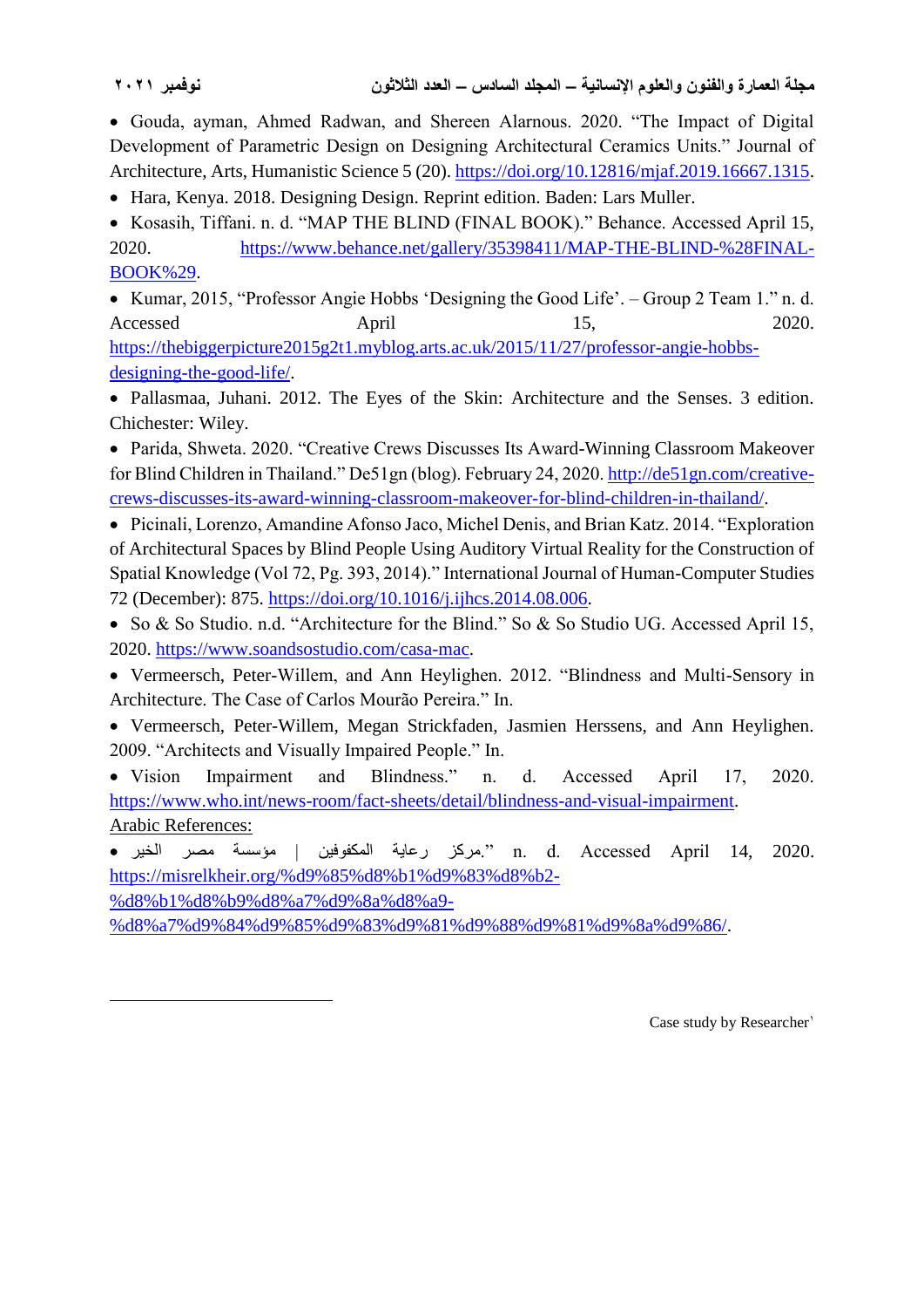- Gouda, ayman, Ahmed Radwan, and Shereen Alarnous. 2020. "The Impact of Digital Development of Parametric Design on Designing Architectural Ceramics Units." Journal of Architecture, Arts, Humanistic Science 5 (20). https://doi.org/10.12816/mjaf.2019.16667.1315.
- Hara, Kenya. 2018. Designing Design. Reprint edition. Baden: Lars Muller.
- Kosasih, Tiffani. n. d. "MAP THE BLIND (FINAL BOOK)." Behance. Accessed April 15, 2020. https://www.behance.net/gallery/35398411/MAP-THE-BLIND-%28FINAL-BOOK%29.
- Kumar, 2015, "Professor Angie Hobbs 'Designing the Good Life'. – Group 2 Team 1." n. d. Accessed April 15, 2020. https://thebiggerpicture2015g2t1.myblog.arts.ac.uk/2015/11/27/professor-angie-hobbs-designing-the-good-life/.
- Pallasmaa, Juhani. 2012. The Eyes of the Skin: Architecture and the Senses. 3 edition. Chichester: Wiley.
- Parida, Shweta. 2020. "Creative Crews Discusses Its Award-Winning Classroom Makeover for Blind Children in Thailand." De51gn (blog). February 24, 2020. http://de51gn.com/creative-crews-discusses-its-award-winning-classroom-makeover-for-blind-children-in-thailand/.
- Picinali, Lorenzo, Amandine Afonso Jaco, Michel Denis, and Brian Katz. 2014. "Exploration of Architectural Spaces by Blind People Using Auditory Virtual Reality for the Construction of Spatial Knowledge (Vol 72, Pg. 393, 2014)." International Journal of Human-Computer Studies 72 (December): 875. https://doi.org/10.1016/j.ijhcs.2014.08.006.
- So & So Studio. n.d. "Architecture for the Blind." So & So Studio UG. Accessed April 15, 2020. https://www.soandsostudio.com/casa-mac.
- Vermeersch, Peter-Willem, and Ann Heylighen. 2012. "Blindness and Multi-Sensory in Architecture. The Case of Carlos Mourão Pereira." In.
- Vermeersch, Peter-Willem, Megan Strickfaden, Jasmien Herssens, and Ann Heylighen. 2009. "Architects and Visually Impaired People." In.
- Vision Impairment and Blindness." n. d. Accessed April 17, 2020. https://www.who.int/news-room/fact-sheets/detail/blindness-and-visual-impairment.

Arabic References:

- مركز رعاية المكفوفين | مؤسسة مصر الخير." n. d. Accessed April 14, 2020. https://misrelkheir.org/%d9%85%d8%b1%d9%83%d8%b2-%d8%b1%d8%b9%d8%a7%d9%8a%d8%a9-%d8%a7%d9%84%d9%85%d9%83%d9%81%d9%88%d9%81%d9%8a%d9%86/.

---

[1] Case study by Researcher